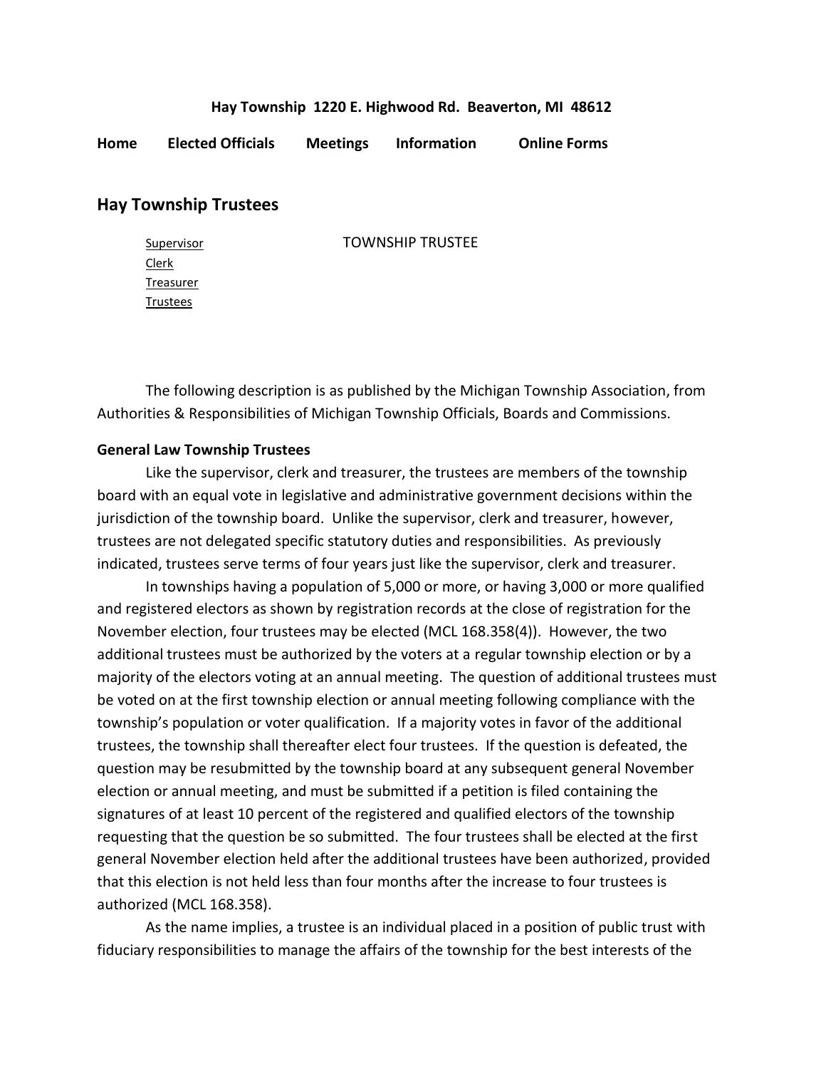**Hay Township 1220 E. Highwood Rd. Beaverton, MI 48612**

**Home** **Elected Officials** **Meetings** **Information** **Online Forms**

## Hay Township Trustees

- Supervisor
- Clerk
- Treasurer
- Trustees

TOWNSHIP TRUSTEE

The following description is as published by the Michigan Township Association, from Authorities & Responsibilities of Michigan Township Officials, Boards and Commissions.

**General Law Township Trustees**

Like the supervisor, clerk and treasurer, the trustees are members of the township board with an equal vote in legislative and administrative government decisions within the jurisdiction of the township board. Unlike the supervisor, clerk and treasurer, however, trustees are not delegated specific statutory duties and responsibilities. As previously indicated, trustees serve terms of four years just like the supervisor, clerk and treasurer.

In townships having a population of 5,000 or more, or having 3,000 or more qualified and registered electors as shown by registration records at the close of registration for the November election, four trustees may be elected (MCL 168.358(4)). However, the two additional trustees must be authorized by the voters at a regular township election or by a majority of the electors voting at an annual meeting. The question of additional trustees must be voted on at the first township election or annual meeting following compliance with the township's population or voter qualification. If a majority votes in favor of the additional trustees, the township shall thereafter elect four trustees. If the question is defeated, the question may be resubmitted by the township board at any subsequent general November election or annual meeting, and must be submitted if a petition is filed containing the signatures of at least 10 percent of the registered and qualified electors of the township requesting that the question be so submitted. The four trustees shall be elected at the first general November election held after the additional trustees have been authorized, provided that this election is not held less than four months after the increase to four trustees is authorized (MCL 168.358).

As the name implies, a trustee is an individual placed in a position of public trust with fiduciary responsibilities to manage the affairs of the township for the best interests of the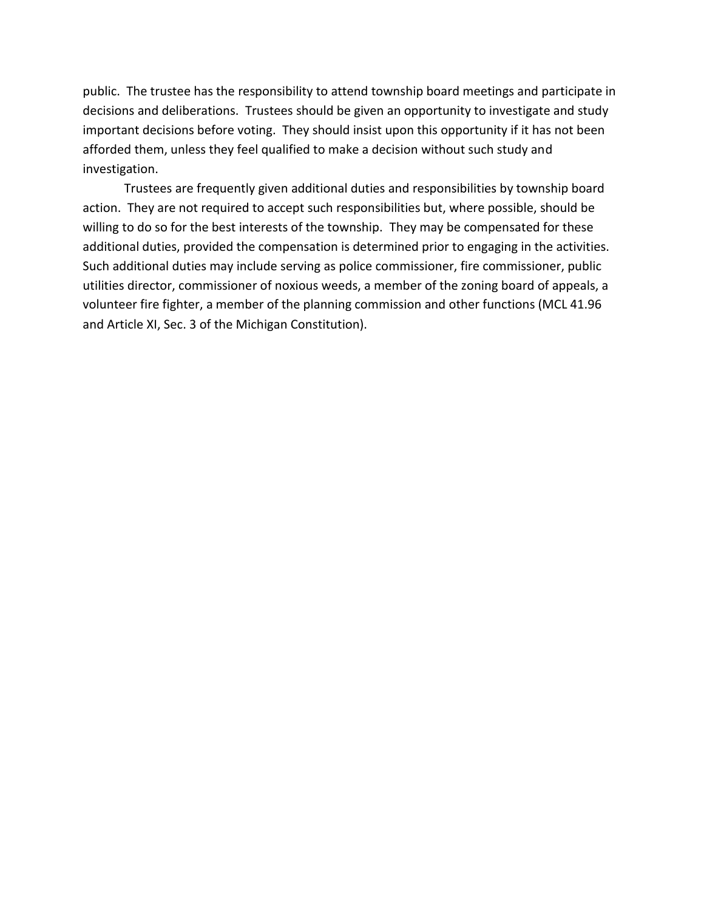public. The trustee has the responsibility to attend township board meetings and participate in decisions and deliberations. Trustees should be given an opportunity to investigate and study important decisions before voting. They should insist upon this opportunity if it has not been afforded them, unless they feel qualified to make a decision without such study and investigation.

Trustees are frequently given additional duties and responsibilities by township board action. They are not required to accept such responsibilities but, where possible, should be willing to do so for the best interests of the township. They may be compensated for these additional duties, provided the compensation is determined prior to engaging in the activities. Such additional duties may include serving as police commissioner, fire commissioner, public utilities director, commissioner of noxious weeds, a member of the zoning board of appeals, a volunteer fire fighter, a member of the planning commission and other functions (MCL 41.96 and Article XI, Sec. 3 of the Michigan Constitution).